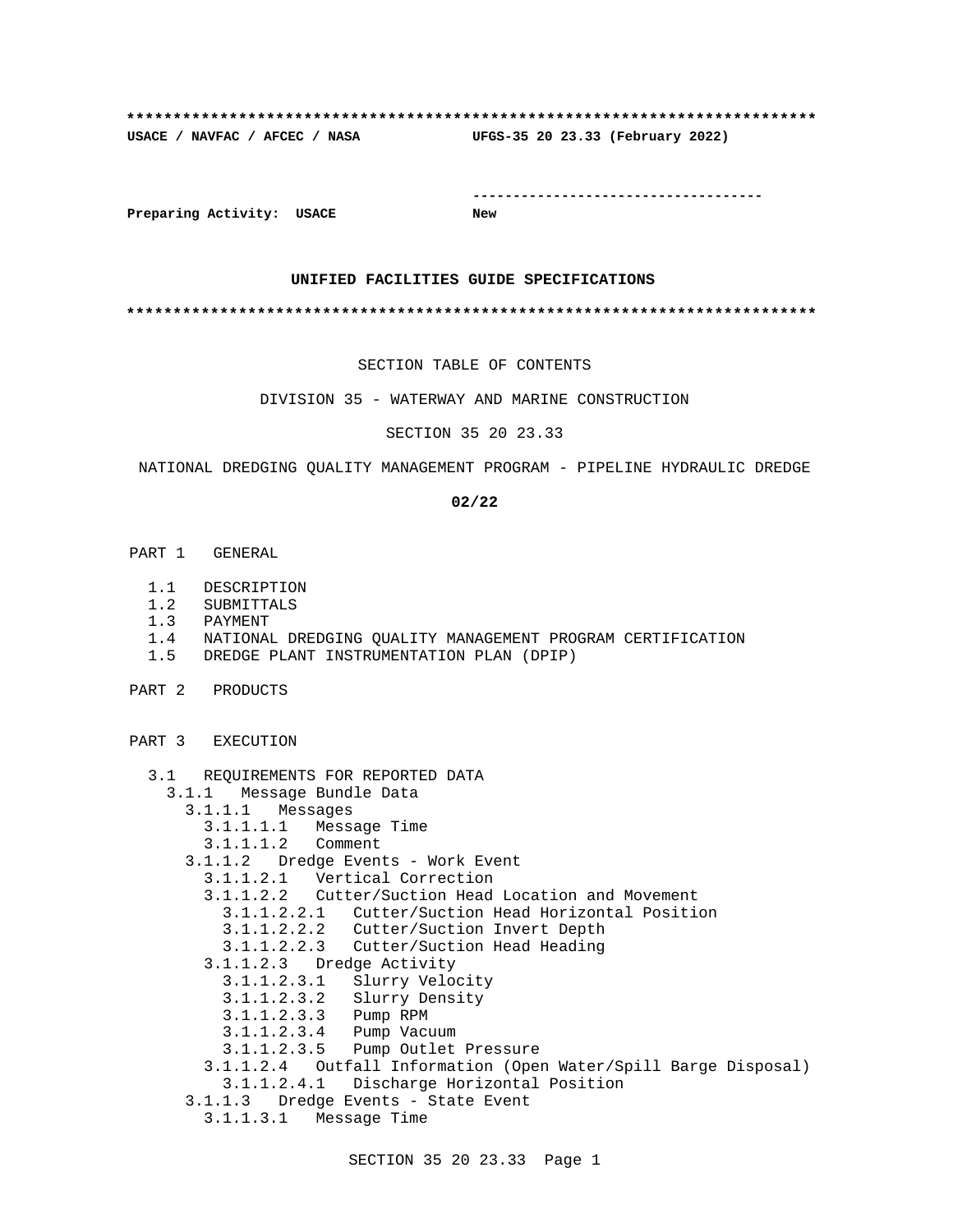**************************************************************************

**USACE / NAVFAC / AFCEC / NASA** **UFGS-35 20 23.33 (February 2022)**

-----------------------------------

**Preparing Activity: USACE** **New**

**UNIFIED FACILITIES GUIDE SPECIFICATIONS**

**************************************************************************

SECTION TABLE OF CONTENTS

DIVISION 35 - WATERWAY AND MARINE CONSTRUCTION

SECTION 35 20 23.33

NATIONAL DREDGING QUALITY MANAGEMENT PROGRAM - PIPELINE HYDRAULIC DREDGE

**02/22**

PART 1 GENERAL

- 1.1 DESCRIPTION
- 1.2 SUBMITTALS
- 1.3 PAYMENT
- 1.4 NATIONAL DREDGING QUALITY MANAGEMENT PROGRAM CERTIFICATION
- 1.5 DREDGE PLANT INSTRUMENTATION PLAN (DPIP)

PART 2 PRODUCTS

PART 3 EXECUTION

- 3.1 REQUIREMENTS FOR REPORTED DATA
  - 3.1.1 Message Bundle Data
    - 3.1.1.1 Messages
      - 3.1.1.1.1 Message Time
      - 3.1.1.1.2 Comment
    - 3.1.1.2 Dredge Events - Work Event
      - 3.1.1.2.1 Vertical Correction
      - 3.1.1.2.2 Cutter/Suction Head Location and Movement
        - 3.1.1.2.2.1 Cutter/Suction Head Horizontal Position
        - 3.1.1.2.2.2 Cutter/Suction Invert Depth
        - 3.1.1.2.2.3 Cutter/Suction Head Heading
      - 3.1.1.2.3 Dredge Activity
        - 3.1.1.2.3.1 Slurry Velocity
        - 3.1.1.2.3.2 Slurry Density
        - 3.1.1.2.3.3 Pump RPM
        - 3.1.1.2.3.4 Pump Vacuum
        - 3.1.1.2.3.5 Pump Outlet Pressure
      - 3.1.1.2.4 Outfall Information (Open Water/Spill Barge Disposal)
        - 3.1.1.2.4.1 Discharge Horizontal Position
    - 3.1.1.3 Dredge Events - State Event
      - 3.1.1.3.1 Message Time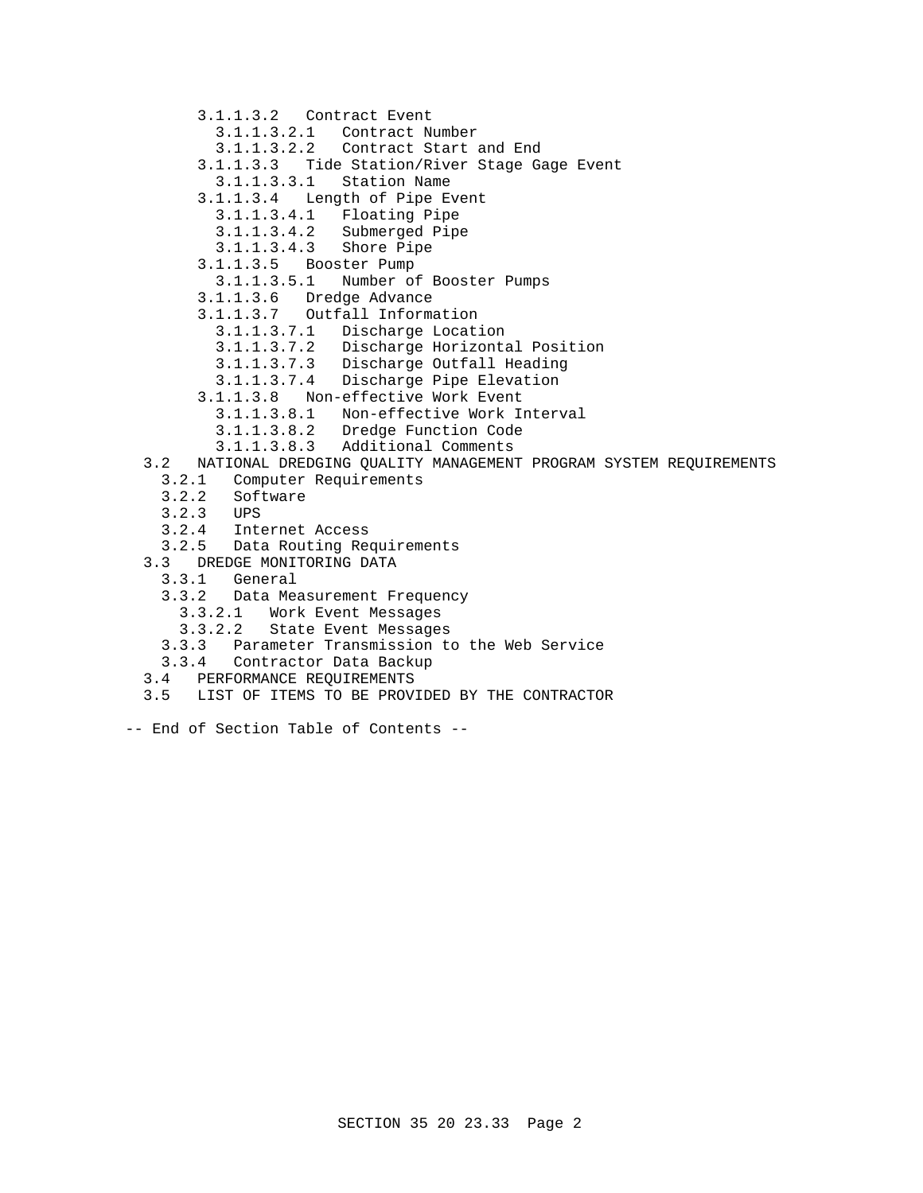3.1.1.3.2 Contract Event
  3.1.1.3.2.1 Contract Number
  3.1.1.3.2.2 Contract Start and End
3.1.1.3.3 Tide Station/River Stage Gage Event
  3.1.1.3.3.1 Station Name
3.1.1.3.4 Length of Pipe Event
  3.1.1.3.4.1 Floating Pipe
  3.1.1.3.4.2 Submerged Pipe
  3.1.1.3.4.3 Shore Pipe
3.1.1.3.5 Booster Pump
  3.1.1.3.5.1 Number of Booster Pumps
3.1.1.3.6 Dredge Advance
3.1.1.3.7 Outfall Information
  3.1.1.3.7.1 Discharge Location
  3.1.1.3.7.2 Discharge Horizontal Position
  3.1.1.3.7.3 Discharge Outfall Heading
  3.1.1.3.7.4 Discharge Pipe Elevation
3.1.1.3.8 Non-effective Work Event
  3.1.1.3.8.1 Non-effective Work Interval
  3.1.1.3.8.2 Dredge Function Code
  3.1.1.3.8.3 Additional Comments

3.2 NATIONAL DREDGING QUALITY MANAGEMENT PROGRAM SYSTEM REQUIREMENTS
  3.2.1 Computer Requirements
  3.2.2 Software
  3.2.3 UPS
  3.2.4 Internet Access
  3.2.5 Data Routing Requirements

3.3 DREDGE MONITORING DATA
  3.3.1 General
  3.3.2 Data Measurement Frequency
    3.3.2.1 Work Event Messages
    3.3.2.2 State Event Messages
  3.3.3 Parameter Transmission to the Web Service
  3.3.4 Contractor Data Backup

3.4 PERFORMANCE REQUIREMENTS

3.5 LIST OF ITEMS TO BE PROVIDED BY THE CONTRACTOR

-- End of Section Table of Contents --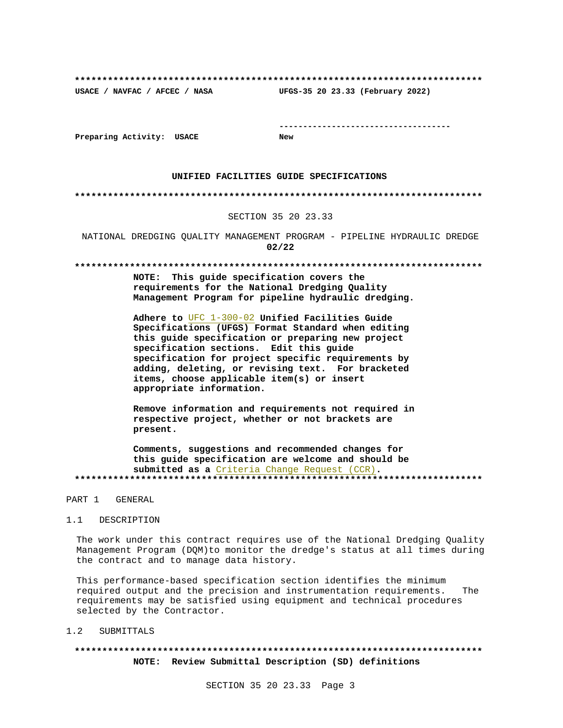**************************************************************************

**USACE / NAVFAC / AFCEC / NASA** **UFGS-35 20 23.33 (February 2022)**

-----------------------------------

**Preparing Activity: USACE** **New**

**UNIFIED FACILITIES GUIDE SPECIFICATIONS**

**************************************************************************

SECTION 35 20 23.33

NATIONAL DREDGING QUALITY MANAGEMENT PROGRAM - PIPELINE HYDRAULIC DREDGE

**02/22**

**************************************************************************

**NOTE: This guide specification covers the requirements for the National Dredging Quality Management Program for pipeline hydraulic dredging.**

**Adhere to UFC 1-300-02 Unified Facilities Guide Specifications (UFGS) Format Standard when editing this guide specification or preparing new project specification sections. Edit this guide specification for project specific requirements by adding, deleting, or revising text. For bracketed items, choose applicable item(s) or insert appropriate information.**

**Remove information and requirements not required in respective project, whether or not brackets are present.**

**Comments, suggestions and recommended changes for this guide specification are welcome and should be submitted as a Criteria Change Request (CCR).**

**************************************************************************

PART 1 GENERAL

1.1 DESCRIPTION

The work under this contract requires use of the National Dredging Quality Management Program (DQM)to monitor the dredge's status at all times during the contract and to manage data history.

This performance-based specification section identifies the minimum required output and the precision and instrumentation requirements. The requirements may be satisfied using equipment and technical procedures selected by the Contractor.

1.2 SUBMITTALS

**************************************************************************

**NOTE: Review Submittal Description (SD) definitions**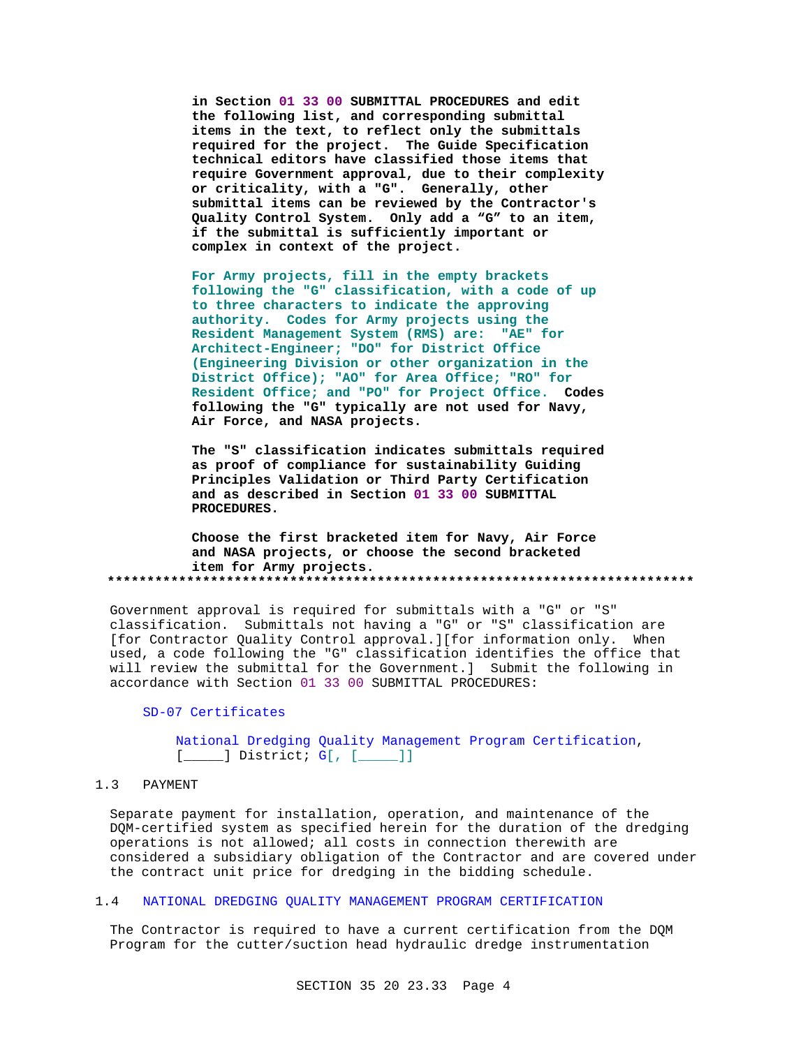in Section 01 33 00 SUBMITTAL PROCEDURES and edit the following list, and corresponding submittal items in the text, to reflect only the submittals required for the project. The Guide Specification technical editors have classified those items that require Government approval, due to their complexity or criticality, with a "G". Generally, other submittal items can be reviewed by the Contractor's Quality Control System. Only add a "G" to an item, if the submittal is sufficiently important or complex in context of the project.

For Army projects, fill in the empty brackets following the "G" classification, with a code of up to three characters to indicate the approving authority. Codes for Army projects using the Resident Management System (RMS) are: "AE" for Architect-Engineer; "DO" for District Office (Engineering Division or other organization in the District Office); "AO" for Area Office; "RO" for Resident Office; and "PO" for Project Office. Codes following the "G" typically are not used for Navy, Air Force, and NASA projects.

The "S" classification indicates submittals required as proof of compliance for sustainability Guiding Principles Validation or Third Party Certification and as described in Section 01 33 00 SUBMITTAL PROCEDURES.

Choose the first bracketed item for Navy, Air Force and NASA projects, or choose the second bracketed item for Army projects.
**************************************************************************

Government approval is required for submittals with a "G" or "S" classification. Submittals not having a "G" or "S" classification are [for Contractor Quality Control approval.][for information only. When used, a code following the "G" classification identifies the office that will review the submittal for the Government.] Submit the following in accordance with Section 01 33 00 SUBMITTAL PROCEDURES:

SD-07 Certificates

National Dredging Quality Management Program Certification, [_____] District; G[, [_____]]

## 1.3 PAYMENT

Separate payment for installation, operation, and maintenance of the DQM-certified system as specified herein for the duration of the dredging operations is not allowed; all costs in connection therewith are considered a subsidiary obligation of the Contractor and are covered under the contract unit price for dredging in the bidding schedule.

## 1.4 NATIONAL DREDGING QUALITY MANAGEMENT PROGRAM CERTIFICATION

The Contractor is required to have a current certification from the DQM Program for the cutter/suction head hydraulic dredge instrumentation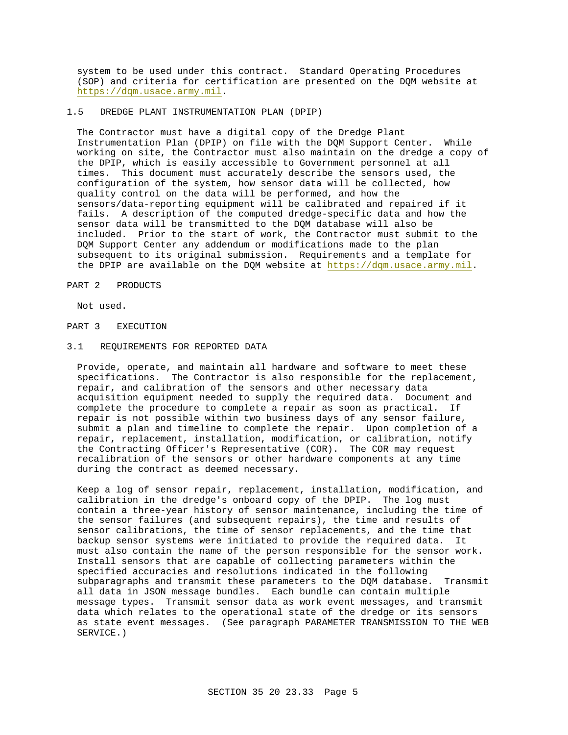system to be used under this contract. Standard Operating Procedures (SOP) and criteria for certification are presented on the DQM website at https://dqm.usace.army.mil.

## 1.5 DREDGE PLANT INSTRUMENTATION PLAN (DPIP)

The Contractor must have a digital copy of the Dredge Plant Instrumentation Plan (DPIP) on file with the DQM Support Center. While working on site, the Contractor must also maintain on the dredge a copy of the DPIP, which is easily accessible to Government personnel at all times. This document must accurately describe the sensors used, the configuration of the system, how sensor data will be collected, how quality control on the data will be performed, and how the sensors/data-reporting equipment will be calibrated and repaired if it fails. A description of the computed dredge-specific data and how the sensor data will be transmitted to the DQM database will also be included. Prior to the start of work, the Contractor must submit to the DQM Support Center any addendum or modifications made to the plan subsequent to its original submission. Requirements and a template for the DPIP are available on the DQM website at https://dqm.usace.army.mil.

# PART 2 PRODUCTS

Not used.

# PART 3 EXECUTION

## 3.1 REQUIREMENTS FOR REPORTED DATA

Provide, operate, and maintain all hardware and software to meet these specifications. The Contractor is also responsible for the replacement, repair, and calibration of the sensors and other necessary data acquisition equipment needed to supply the required data. Document and complete the procedure to complete a repair as soon as practical. If repair is not possible within two business days of any sensor failure, submit a plan and timeline to complete the repair. Upon completion of a repair, replacement, installation, modification, or calibration, notify the Contracting Officer's Representative (COR). The COR may request recalibration of the sensors or other hardware components at any time during the contract as deemed necessary.

Keep a log of sensor repair, replacement, installation, modification, and calibration in the dredge's onboard copy of the DPIP. The log must contain a three-year history of sensor maintenance, including the time of the sensor failures (and subsequent repairs), the time and results of sensor calibrations, the time of sensor replacements, and the time that backup sensor systems were initiated to provide the required data. It must also contain the name of the person responsible for the sensor work. Install sensors that are capable of collecting parameters within the specified accuracies and resolutions indicated in the following subparagraphs and transmit these parameters to the DQM database. Transmit all data in JSON message bundles. Each bundle can contain multiple message types. Transmit sensor data as work event messages, and transmit data which relates to the operational state of the dredge or its sensors as state event messages. (See paragraph PARAMETER TRANSMISSION TO THE WEB SERVICE.)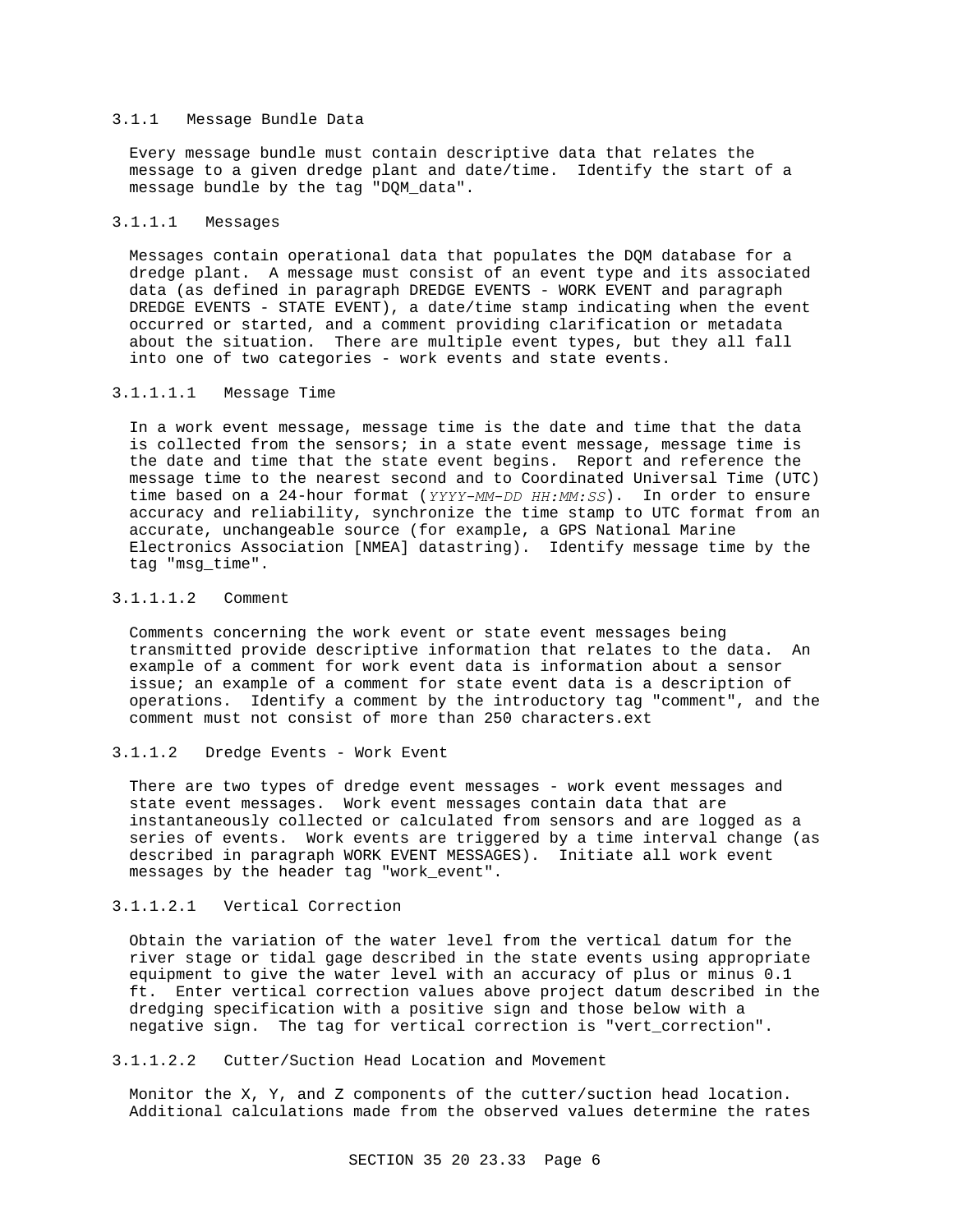### 3.1.1 Message Bundle Data

Every message bundle must contain descriptive data that relates the message to a given dredge plant and date/time. Identify the start of a message bundle by the tag "DQM_data".

#### 3.1.1.1 Messages

Messages contain operational data that populates the DQM database for a dredge plant. A message must consist of an event type and its associated data (as defined in paragraph DREDGE EVENTS - WORK EVENT and paragraph DREDGE EVENTS - STATE EVENT), a date/time stamp indicating when the event occurred or started, and a comment providing clarification or metadata about the situation. There are multiple event types, but they all fall into one of two categories - work events and state events.

##### 3.1.1.1.1 Message Time

In a work event message, message time is the date and time that the data is collected from the sensors; in a state event message, message time is the date and time that the state event begins. Report and reference the message time to the nearest second and to Coordinated Universal Time (UTC) time based on a 24-hour format (*YYYY-MM-DD HH:MM:SS*). In order to ensure accuracy and reliability, synchronize the time stamp to UTC format from an accurate, unchangeable source (for example, a GPS National Marine Electronics Association [NMEA] datastring). Identify message time by the tag "msg_time".

##### 3.1.1.1.2 Comment

Comments concerning the work event or state event messages being transmitted provide descriptive information that relates to the data. An example of a comment for work event data is information about a sensor issue; an example of a comment for state event data is a description of operations. Identify a comment by the introductory tag "comment", and the comment must not consist of more than 250 characters.ext

#### 3.1.1.2 Dredge Events - Work Event

There are two types of dredge event messages - work event messages and state event messages. Work event messages contain data that are instantaneously collected or calculated from sensors and are logged as a series of events. Work events are triggered by a time interval change (as described in paragraph WORK EVENT MESSAGES). Initiate all work event messages by the header tag "work_event".

##### 3.1.1.2.1 Vertical Correction

Obtain the variation of the water level from the vertical datum for the river stage or tidal gage described in the state events using appropriate equipment to give the water level with an accuracy of plus or minus 0.1 ft. Enter vertical correction values above project datum described in the dredging specification with a positive sign and those below with a negative sign. The tag for vertical correction is "vert_correction".

##### 3.1.1.2.2 Cutter/Suction Head Location and Movement

Monitor the X, Y, and Z components of the cutter/suction head location. Additional calculations made from the observed values determine the rates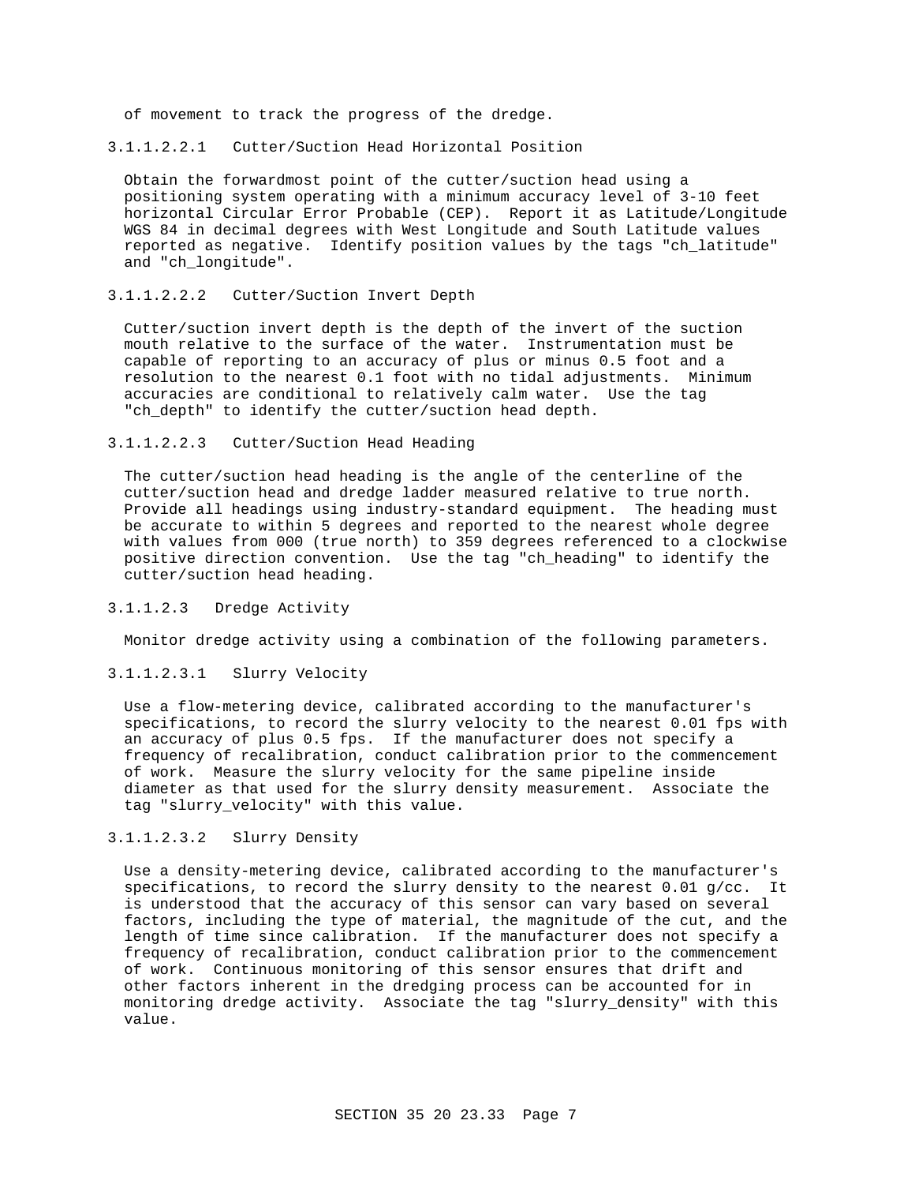of movement to track the progress of the dredge.

#### 3.1.1.2.2.1 Cutter/Suction Head Horizontal Position

Obtain the forwardmost point of the cutter/suction head using a positioning system operating with a minimum accuracy level of 3-10 feet horizontal Circular Error Probable (CEP). Report it as Latitude/Longitude WGS 84 in decimal degrees with West Longitude and South Latitude values reported as negative. Identify position values by the tags "ch_latitude" and "ch_longitude".

#### 3.1.1.2.2.2 Cutter/Suction Invert Depth

Cutter/suction invert depth is the depth of the invert of the suction mouth relative to the surface of the water. Instrumentation must be capable of reporting to an accuracy of plus or minus 0.5 foot and a resolution to the nearest 0.1 foot with no tidal adjustments. Minimum accuracies are conditional to relatively calm water. Use the tag "ch_depth" to identify the cutter/suction head depth.

#### 3.1.1.2.2.3 Cutter/Suction Head Heading

The cutter/suction head heading is the angle of the centerline of the cutter/suction head and dredge ladder measured relative to true north. Provide all headings using industry-standard equipment. The heading must be accurate to within 5 degrees and reported to the nearest whole degree with values from 000 (true north) to 359 degrees referenced to a clockwise positive direction convention. Use the tag "ch_heading" to identify the cutter/suction head heading.

### 3.1.1.2.3 Dredge Activity

Monitor dredge activity using a combination of the following parameters.

#### 3.1.1.2.3.1 Slurry Velocity

Use a flow-metering device, calibrated according to the manufacturer's specifications, to record the slurry velocity to the nearest 0.01 fps with an accuracy of plus 0.5 fps. If the manufacturer does not specify a frequency of recalibration, conduct calibration prior to the commencement of work. Measure the slurry velocity for the same pipeline inside diameter as that used for the slurry density measurement. Associate the tag "slurry_velocity" with this value.

#### 3.1.1.2.3.2 Slurry Density

Use a density-metering device, calibrated according to the manufacturer's specifications, to record the slurry density to the nearest 0.01 g/cc. It is understood that the accuracy of this sensor can vary based on several factors, including the type of material, the magnitude of the cut, and the length of time since calibration. If the manufacturer does not specify a frequency of recalibration, conduct calibration prior to the commencement of work. Continuous monitoring of this sensor ensures that drift and other factors inherent in the dredging process can be accounted for in monitoring dredge activity. Associate the tag "slurry_density" with this value.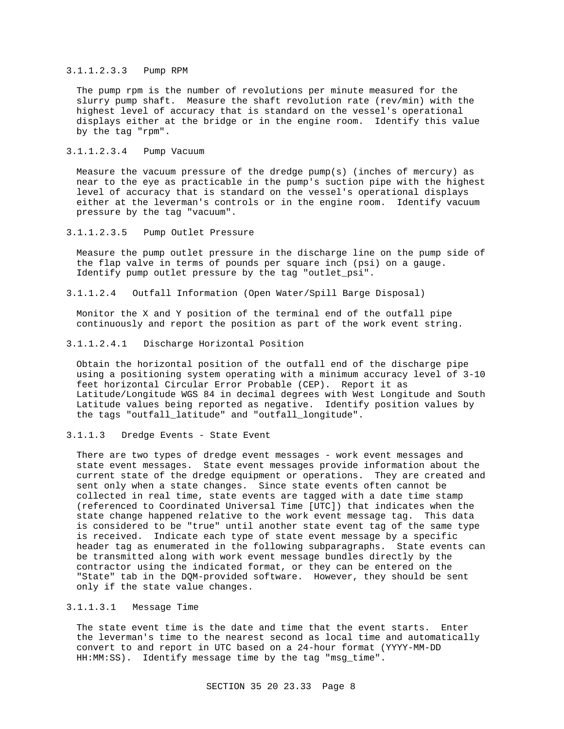#### 3.1.1.2.3.3 Pump RPM

The pump rpm is the number of revolutions per minute measured for the slurry pump shaft. Measure the shaft revolution rate (rev/min) with the highest level of accuracy that is standard on the vessel's operational displays either at the bridge or in the engine room. Identify this value by the tag "rpm".

#### 3.1.1.2.3.4 Pump Vacuum

Measure the vacuum pressure of the dredge pump(s) (inches of mercury) as near to the eye as practicable in the pump's suction pipe with the highest level of accuracy that is standard on the vessel's operational displays either at the leverman's controls or in the engine room. Identify vacuum pressure by the tag "vacuum".

#### 3.1.1.2.3.5 Pump Outlet Pressure

Measure the pump outlet pressure in the discharge line on the pump side of the flap valve in terms of pounds per square inch (psi) on a gauge. Identify pump outlet pressure by the tag "outlet_psi".

#### 3.1.1.2.4 Outfall Information (Open Water/Spill Barge Disposal)

Monitor the X and Y position of the terminal end of the outfall pipe continuously and report the position as part of the work event string.

#### 3.1.1.2.4.1 Discharge Horizontal Position

Obtain the horizontal position of the outfall end of the discharge pipe using a positioning system operating with a minimum accuracy level of 3-10 feet horizontal Circular Error Probable (CEP). Report it as Latitude/Longitude WGS 84 in decimal degrees with West Longitude and South Latitude values being reported as negative. Identify position values by the tags "outfall_latitude" and "outfall_longitude".

### 3.1.1.3 Dredge Events - State Event

There are two types of dredge event messages - work event messages and state event messages. State event messages provide information about the current state of the dredge equipment or operations. They are created and sent only when a state changes. Since state events often cannot be collected in real time, state events are tagged with a date time stamp (referenced to Coordinated Universal Time [UTC]) that indicates when the state change happened relative to the work event message tag. This data is considered to be "true" until another state event tag of the same type is received. Indicate each type of state event message by a specific header tag as enumerated in the following subparagraphs. State events can be transmitted along with work event message bundles directly by the contractor using the indicated format, or they can be entered on the "State" tab in the DQM-provided software. However, they should be sent only if the state value changes.

#### 3.1.1.3.1 Message Time

The state event time is the date and time that the event starts. Enter the leverman's time to the nearest second as local time and automatically convert to and report in UTC based on a 24-hour format (YYYY-MM-DD HH:MM:SS). Identify message time by the tag "msg_time".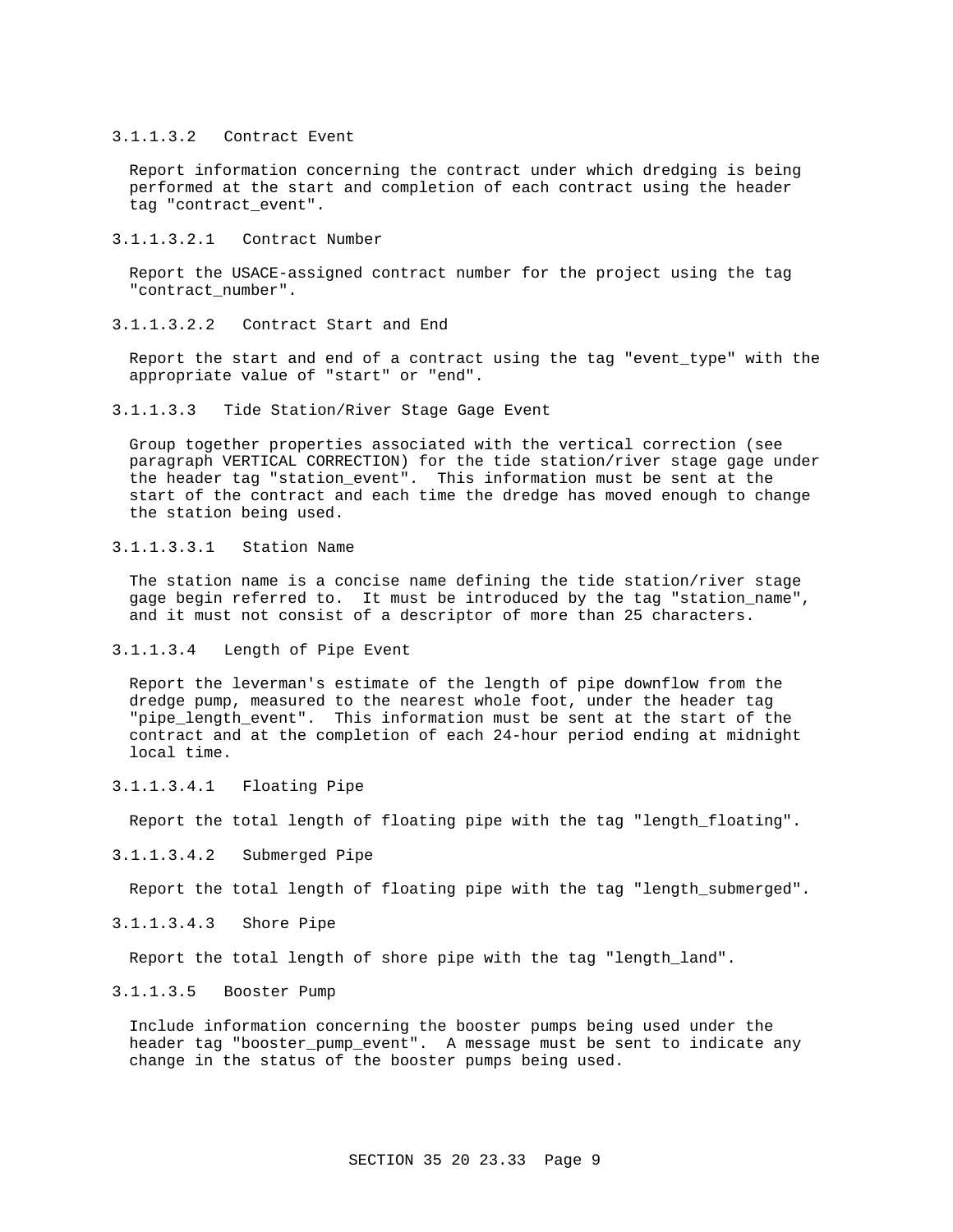3.1.1.3.2   Contract Event

Report information concerning the contract under which dredging is being performed at the start and completion of each contract using the header tag "contract_event".

3.1.1.3.2.1   Contract Number

Report the USACE-assigned contract number for the project using the tag "contract_number".

3.1.1.3.2.2   Contract Start and End

Report the start and end of a contract using the tag "event_type" with the appropriate value of "start" or "end".

3.1.1.3.3   Tide Station/River Stage Gage Event

Group together properties associated with the vertical correction (see paragraph VERTICAL CORRECTION) for the tide station/river stage gage under the header tag "station_event".  This information must be sent at the start of the contract and each time the dredge has moved enough to change the station being used.

3.1.1.3.3.1   Station Name

The station name is a concise name defining the tide station/river stage gage begin referred to.  It must be introduced by the tag "station_name", and it must not consist of a descriptor of more than 25 characters.

3.1.1.3.4   Length of Pipe Event

Report the leverman's estimate of the length of pipe downflow from the dredge pump, measured to the nearest whole foot, under the header tag "pipe_length_event".  This information must be sent at the start of the contract and at the completion of each 24-hour period ending at midnight local time.

3.1.1.3.4.1   Floating Pipe

Report the total length of floating pipe with the tag "length_floating".

3.1.1.3.4.2   Submerged Pipe

Report the total length of floating pipe with the tag "length_submerged".

3.1.1.3.4.3   Shore Pipe

Report the total length of shore pipe with the tag "length_land".

3.1.1.3.5   Booster Pump

Include information concerning the booster pumps being used under the header tag "booster_pump_event".  A message must be sent to indicate any change in the status of the booster pumps being used.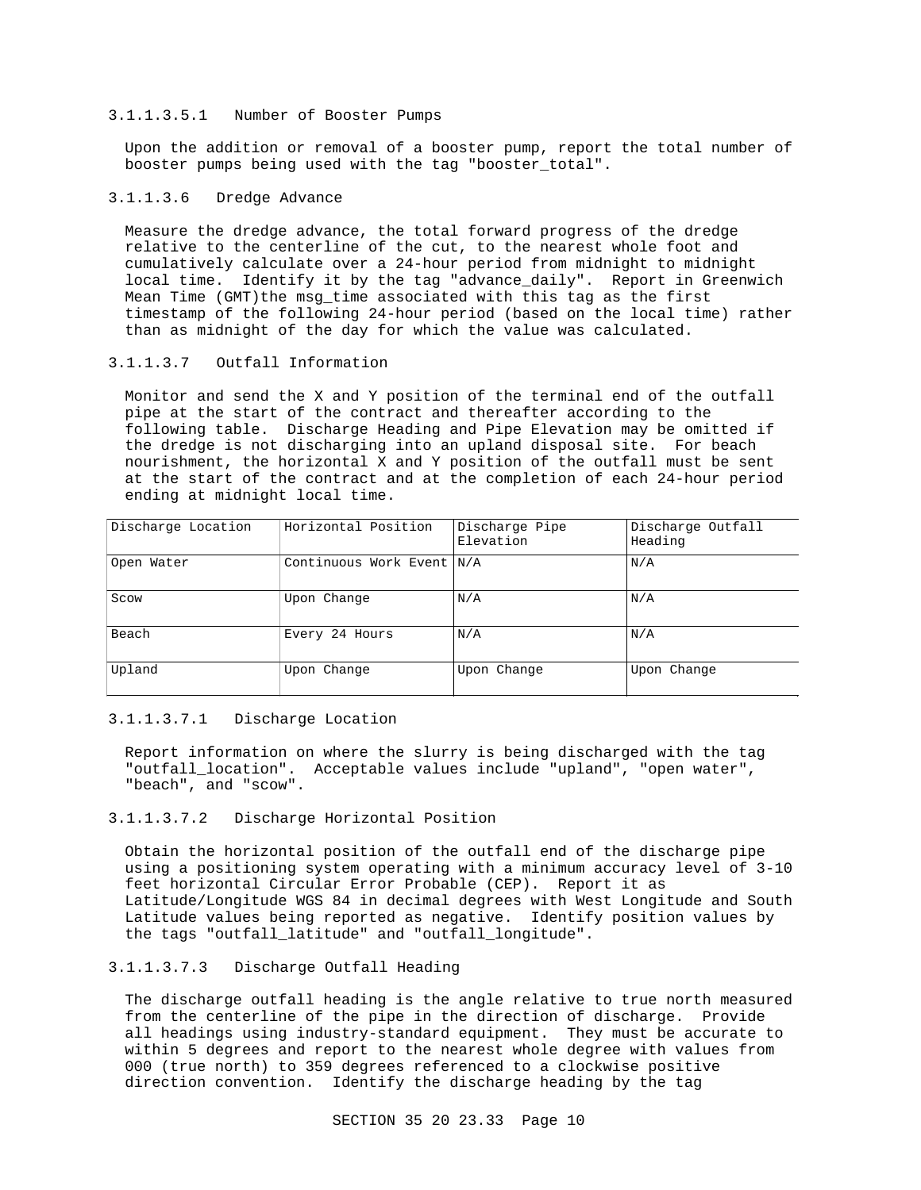#### 3.1.1.3.5.1 Number of Booster Pumps

Upon the addition or removal of a booster pump, report the total number of booster pumps being used with the tag "booster_total".

#### 3.1.1.3.6 Dredge Advance

Measure the dredge advance, the total forward progress of the dredge relative to the centerline of the cut, to the nearest whole foot and cumulatively calculate over a 24-hour period from midnight to midnight local time. Identify it by the tag "advance_daily". Report in Greenwich Mean Time (GMT)the msg_time associated with this tag as the first timestamp of the following 24-hour period (based on the local time) rather than as midnight of the day for which the value was calculated.

#### 3.1.1.3.7 Outfall Information

Monitor and send the X and Y position of the terminal end of the outfall pipe at the start of the contract and thereafter according to the following table. Discharge Heading and Pipe Elevation may be omitted if the dredge is not discharging into an upland disposal site. For beach nourishment, the horizontal X and Y position of the outfall must be sent at the start of the contract and at the completion of each 24-hour period ending at midnight local time.

| Discharge Location | Horizontal Position | Discharge Pipe Elevation | Discharge Outfall Heading |
|---|---|---|---|
| Open Water | Continuous Work Event | N/A | N/A |
| Scow | Upon Change | N/A | N/A |
| Beach | Every 24 Hours | N/A | N/A |
| Upland | Upon Change | Upon Change | Upon Change |

#### 3.1.1.3.7.1 Discharge Location

Report information on where the slurry is being discharged with the tag "outfall_location". Acceptable values include "upland", "open water", "beach", and "scow".

#### 3.1.1.3.7.2 Discharge Horizontal Position

Obtain the horizontal position of the outfall end of the discharge pipe using a positioning system operating with a minimum accuracy level of 3-10 feet horizontal Circular Error Probable (CEP). Report it as Latitude/Longitude WGS 84 in decimal degrees with West Longitude and South Latitude values being reported as negative. Identify position values by the tags "outfall_latitude" and "outfall_longitude".

#### 3.1.1.3.7.3 Discharge Outfall Heading

The discharge outfall heading is the angle relative to true north measured from the centerline of the pipe in the direction of discharge. Provide all headings using industry-standard equipment. They must be accurate to within 5 degrees and report to the nearest whole degree with values from 000 (true north) to 359 degrees referenced to a clockwise positive direction convention. Identify the discharge heading by the tag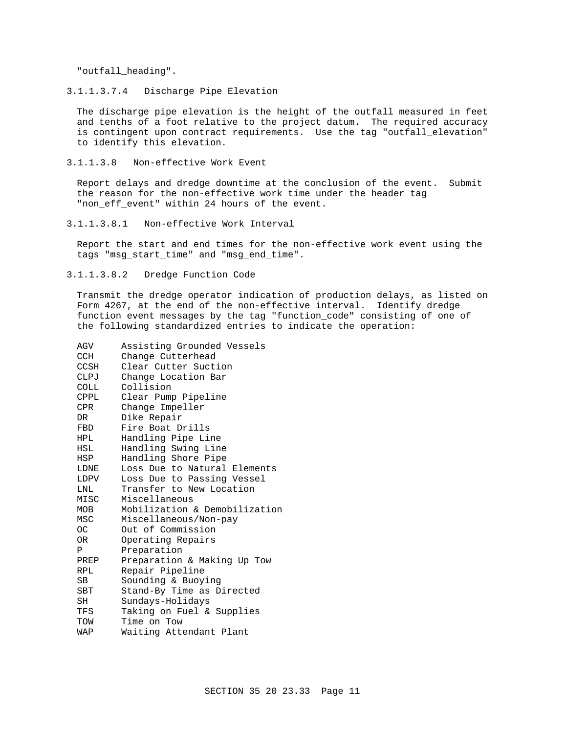"outfall_heading".

#### 3.1.1.3.7.4 Discharge Pipe Elevation

The discharge pipe elevation is the height of the outfall measured in feet and tenths of a foot relative to the project datum. The required accuracy is contingent upon contract requirements. Use the tag "outfall_elevation" to identify this elevation.

#### 3.1.1.3.8 Non-effective Work Event

Report delays and dredge downtime at the conclusion of the event. Submit the reason for the non-effective work time under the header tag "non_eff_event" within 24 hours of the event.

#### 3.1.1.3.8.1 Non-effective Work Interval

Report the start and end times for the non-effective work event using the tags "msg_start_time" and "msg_end_time".

#### 3.1.1.3.8.2 Dredge Function Code

Transmit the dredge operator indication of production delays, as listed on Form 4267, at the end of the non-effective interval. Identify dredge function event messages by the tag "function_code" consisting of one of the following standardized entries to indicate the operation:

| Code | Description |
|---|---|
| AGV | Assisting Grounded Vessels |
| CCH | Change Cutterhead |
| CCSH | Clear Cutter Suction |
| CLPJ | Change Location Bar |
| COLL | Collision |
| CPPL | Clear Pump Pipeline |
| CPR | Change Impeller |
| DR | Dike Repair |
| FBD | Fire Boat Drills |
| HPL | Handling Pipe Line |
| HSL | Handling Swing Line |
| HSP | Handling Shore Pipe |
| LDNE | Loss Due to Natural Elements |
| LDPV | Loss Due to Passing Vessel |
| LNL | Transfer to New Location |
| MISC | Miscellaneous |
| MOB | Mobilization & Demobilization |
| MSC | Miscellaneous/Non-pay |
| OC | Out of Commission |
| OR | Operating Repairs |
| P | Preparation |
| PREP | Preparation & Making Up Tow |
| RPL | Repair Pipeline |
| SB | Sounding & Buoying |
| SBT | Stand-By Time as Directed |
| SH | Sundays-Holidays |
| TFS | Taking on Fuel & Supplies |
| TOW | Time on Tow |
| WAP | Waiting Attendant Plant |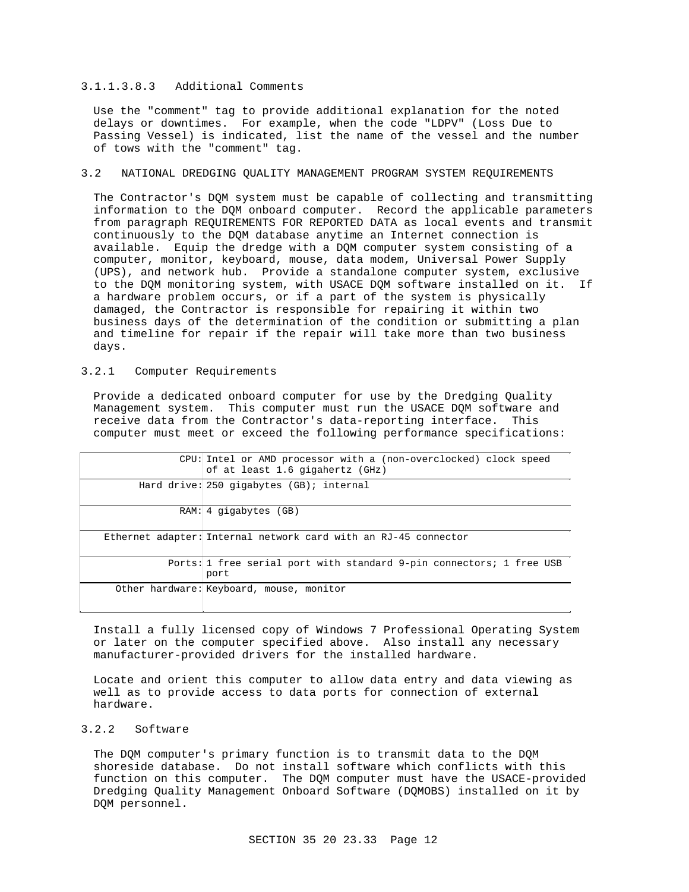#### 3.1.1.3.8.3 Additional Comments

Use the "comment" tag to provide additional explanation for the noted delays or downtimes. For example, when the code "LDPV" (Loss Due to Passing Vessel) is indicated, list the name of the vessel and the number of tows with the "comment" tag.

## 3.2 NATIONAL DREDGING QUALITY MANAGEMENT PROGRAM SYSTEM REQUIREMENTS

The Contractor's DQM system must be capable of collecting and transmitting information to the DQM onboard computer. Record the applicable parameters from paragraph REQUIREMENTS FOR REPORTED DATA as local events and transmit continuously to the DQM database anytime an Internet connection is available. Equip the dredge with a DQM computer system consisting of a computer, monitor, keyboard, mouse, data modem, Universal Power Supply (UPS), and network hub. Provide a standalone computer system, exclusive to the DQM monitoring system, with USACE DQM software installed on it. If a hardware problem occurs, or if a part of the system is physically damaged, the Contractor is responsible for repairing it within two business days of the determination of the condition or submitting a plan and timeline for repair if the repair will take more than two business days.

### 3.2.1 Computer Requirements

Provide a dedicated onboard computer for use by the Dredging Quality Management system. This computer must run the USACE DQM software and receive data from the Contractor's data-reporting interface. This computer must meet or exceed the following performance specifications:

| | |
|---|---|
| CPU: | Intel or AMD processor with a (non-overclocked) clock speed of at least 1.6 gigahertz (GHz) |
| Hard drive: | 250 gigabytes (GB); internal |
| RAM: | 4 gigabytes (GB) |
| Ethernet adapter: | Internal network card with an RJ-45 connector |
| Ports: | 1 free serial port with standard 9-pin connectors; 1 free USB port |
| Other hardware: | Keyboard, mouse, monitor |

Install a fully licensed copy of Windows 7 Professional Operating System or later on the computer specified above. Also install any necessary manufacturer-provided drivers for the installed hardware.

Locate and orient this computer to allow data entry and data viewing as well as to provide access to data ports for connection of external hardware.

### 3.2.2 Software

The DQM computer's primary function is to transmit data to the DQM shoreside database. Do not install software which conflicts with this function on this computer. The DQM computer must have the USACE-provided Dredging Quality Management Onboard Software (DQMOBS) installed on it by DQM personnel.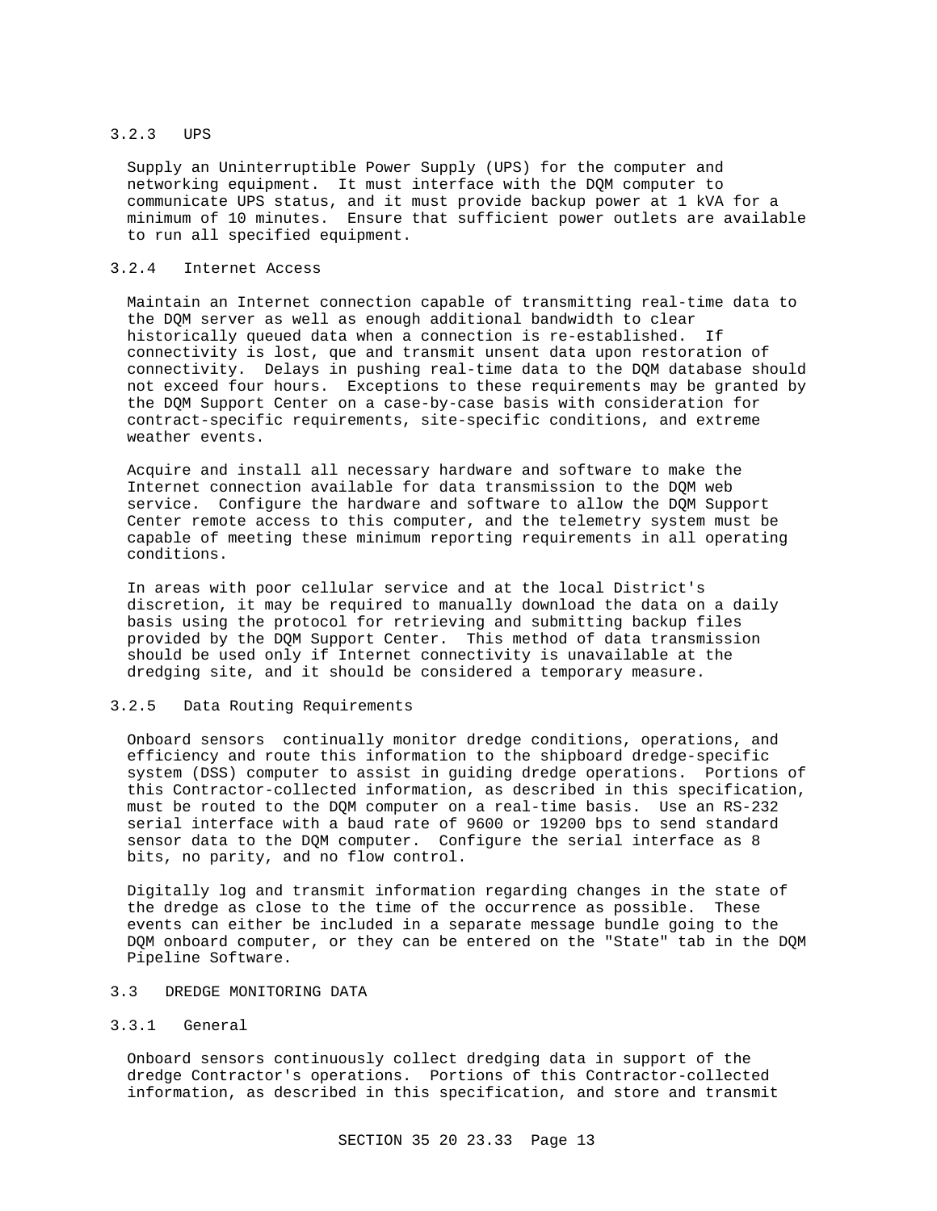#### 3.2.3 UPS

Supply an Uninterruptible Power Supply (UPS) for the computer and networking equipment. It must interface with the DQM computer to communicate UPS status, and it must provide backup power at 1 kVA for a minimum of 10 minutes. Ensure that sufficient power outlets are available to run all specified equipment.

#### 3.2.4 Internet Access

Maintain an Internet connection capable of transmitting real-time data to the DQM server as well as enough additional bandwidth to clear historically queued data when a connection is re-established. If connectivity is lost, que and transmit unsent data upon restoration of connectivity. Delays in pushing real-time data to the DQM database should not exceed four hours. Exceptions to these requirements may be granted by the DQM Support Center on a case-by-case basis with consideration for contract-specific requirements, site-specific conditions, and extreme weather events.

Acquire and install all necessary hardware and software to make the Internet connection available for data transmission to the DQM web service. Configure the hardware and software to allow the DQM Support Center remote access to this computer, and the telemetry system must be capable of meeting these minimum reporting requirements in all operating conditions.

In areas with poor cellular service and at the local District's discretion, it may be required to manually download the data on a daily basis using the protocol for retrieving and submitting backup files provided by the DQM Support Center. This method of data transmission should be used only if Internet connectivity is unavailable at the dredging site, and it should be considered a temporary measure.

#### 3.2.5 Data Routing Requirements

Onboard sensors continually monitor dredge conditions, operations, and efficiency and route this information to the shipboard dredge-specific system (DSS) computer to assist in guiding dredge operations. Portions of this Contractor-collected information, as described in this specification, must be routed to the DQM computer on a real-time basis. Use an RS-232 serial interface with a baud rate of 9600 or 19200 bps to send standard sensor data to the DQM computer. Configure the serial interface as 8 bits, no parity, and no flow control.

Digitally log and transmit information regarding changes in the state of the dredge as close to the time of the occurrence as possible. These events can either be included in a separate message bundle going to the DQM onboard computer, or they can be entered on the "State" tab in the DQM Pipeline Software.

### 3.3 DREDGE MONITORING DATA

#### 3.3.1 General

Onboard sensors continuously collect dredging data in support of the dredge Contractor's operations. Portions of this Contractor-collected information, as described in this specification, and store and transmit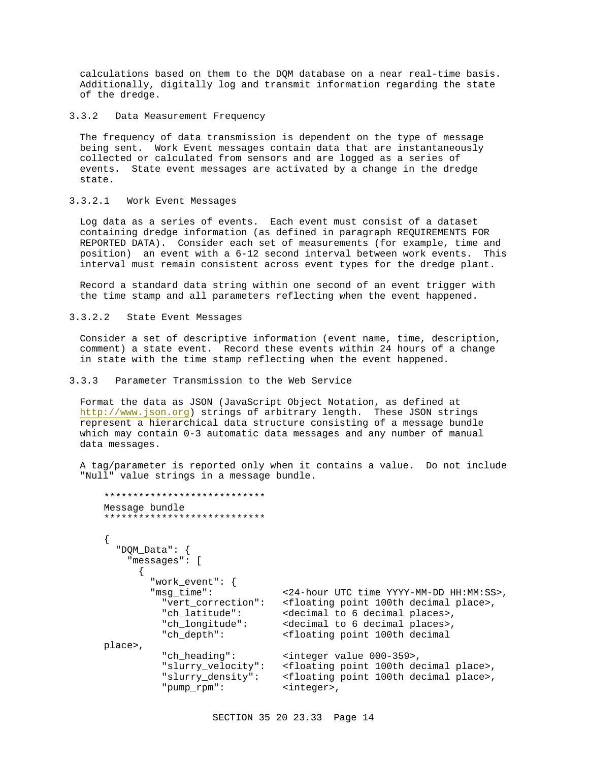calculations based on them to the DQM database on a near real-time basis. Additionally, digitally log and transmit information regarding the state of the dredge.

### 3.3.2 Data Measurement Frequency

The frequency of data transmission is dependent on the type of message being sent. Work Event messages contain data that are instantaneously collected or calculated from sensors and are logged as a series of events. State event messages are activated by a change in the dredge state.

#### 3.3.2.1 Work Event Messages

Log data as a series of events. Each event must consist of a dataset containing dredge information (as defined in paragraph REQUIREMENTS FOR REPORTED DATA). Consider each set of measurements (for example, time and position) an event with a 6-12 second interval between work events. This interval must remain consistent across event types for the dredge plant.

Record a standard data string within one second of an event trigger with the time stamp and all parameters reflecting when the event happened.

#### 3.3.2.2 State Event Messages

Consider a set of descriptive information (event name, time, description, comment) a state event. Record these events within 24 hours of a change in state with the time stamp reflecting when the event happened.

### 3.3.3 Parameter Transmission to the Web Service

Format the data as JSON (JavaScript Object Notation, as defined at http://www.json.org) strings of arbitrary length. These JSON strings represent a hierarchical data structure consisting of a message bundle which may contain 0-3 automatic data messages and any number of manual data messages.

A tag/parameter is reported only when it contains a value. Do not include "Null" value strings in a message bundle.

```
****************************
Message bundle
****************************

{
  "DQM_Data": {
    "messages": [
      {
        "work_event": {
        "msg_time":            <24-hour UTC time YYYY-MM-DD HH:MM:SS>,
          "vert_correction":   <floating point 100th decimal place>,
          "ch_latitude":       <decimal to 6 decimal places>,
          "ch_longitude":      <decimal to 6 decimal places>,
          "ch_depth":          <floating point 100th decimal
place>,
          "ch_heading":        <integer value 000-359>,
          "slurry_velocity":   <floating point 100th decimal place>,
          "slurry_density":    <floating point 100th decimal place>,
          "pump_rpm":          <integer>,
```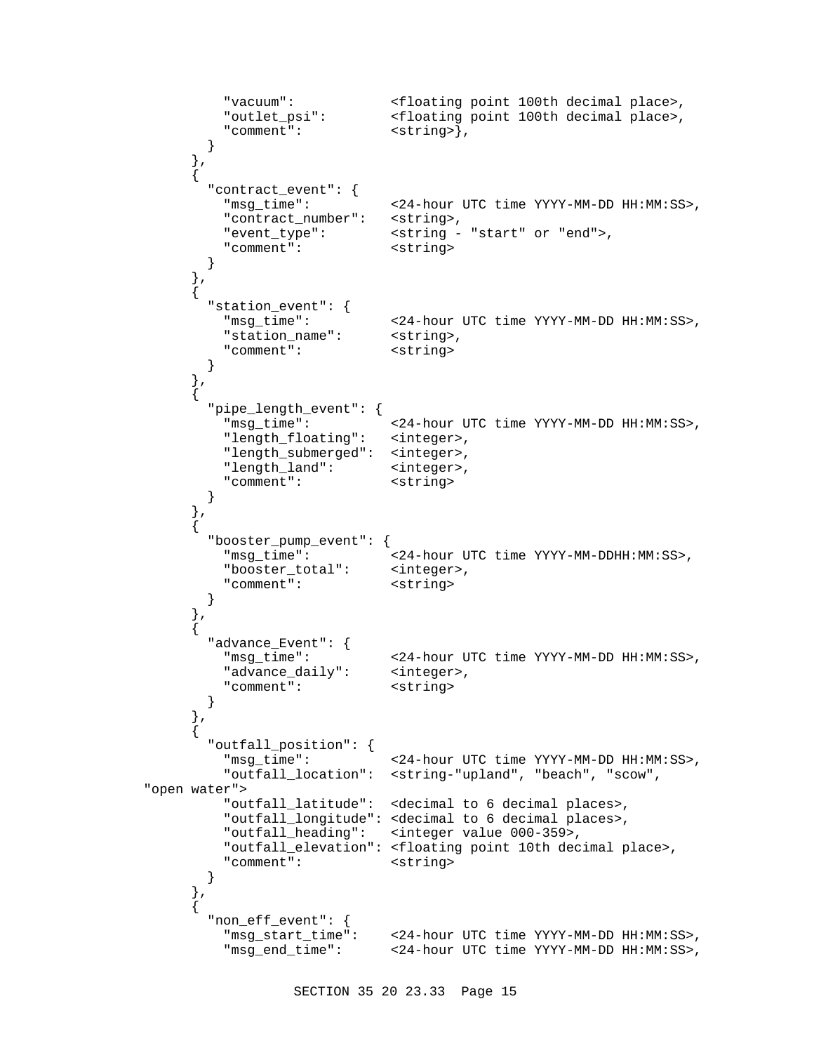```
          "vacuum":            <floating point 100th decimal place>,
          "outlet_psi":        <floating point 100th decimal place>,
          "comment":           <string>},
        }
      },
      {
        "contract_event": {
          "msg_time":          <24-hour UTC time YYYY-MM-DD HH:MM:SS>,
          "contract_number":   <string>,
          "event_type":        <string - "start" or "end">,
          "comment":           <string>
        }
      },
      {
        "station_event": {
          "msg_time":          <24-hour UTC time YYYY-MM-DD HH:MM:SS>,
          "station_name":      <string>,
          "comment":           <string>
        }
      },
      {
        "pipe_length_event": {
          "msg_time":          <24-hour UTC time YYYY-MM-DD HH:MM:SS>,
          "length_floating":   <integer>,
          "length_submerged":  <integer>,
          "length_land":       <integer>,
          "comment":           <string>
        }
      },
      {
        "booster_pump_event": {
          "msg_time":          <24-hour UTC time YYYY-MM-DDHH:MM:SS>,
          "booster_total":     <integer>,
          "comment":           <string>
        }
      },
      {
        "advance_Event": {
          "msg_time":          <24-hour UTC time YYYY-MM-DD HH:MM:SS>,
          "advance_daily":     <integer>,
          "comment":           <string>
        }
      },
      {
        "outfall_position": {
          "msg_time":          <24-hour UTC time YYYY-MM-DD HH:MM:SS>,
          "outfall_location":  <string-"upland", "beach", "scow",
"open water">
          "outfall_latitude":  <decimal to 6 decimal places>,
          "outfall_longitude": <decimal to 6 decimal places>,
          "outfall_heading":   <integer value 000-359>,
          "outfall_elevation": <floating point 10th decimal place>,
          "comment":           <string>
        }
      },
      {
        "non_eff_event": {
          "msg_start_time":    <24-hour UTC time YYYY-MM-DD HH:MM:SS>,
          "msg_end_time":      <24-hour UTC time YYYY-MM-DD HH:MM:SS>,
```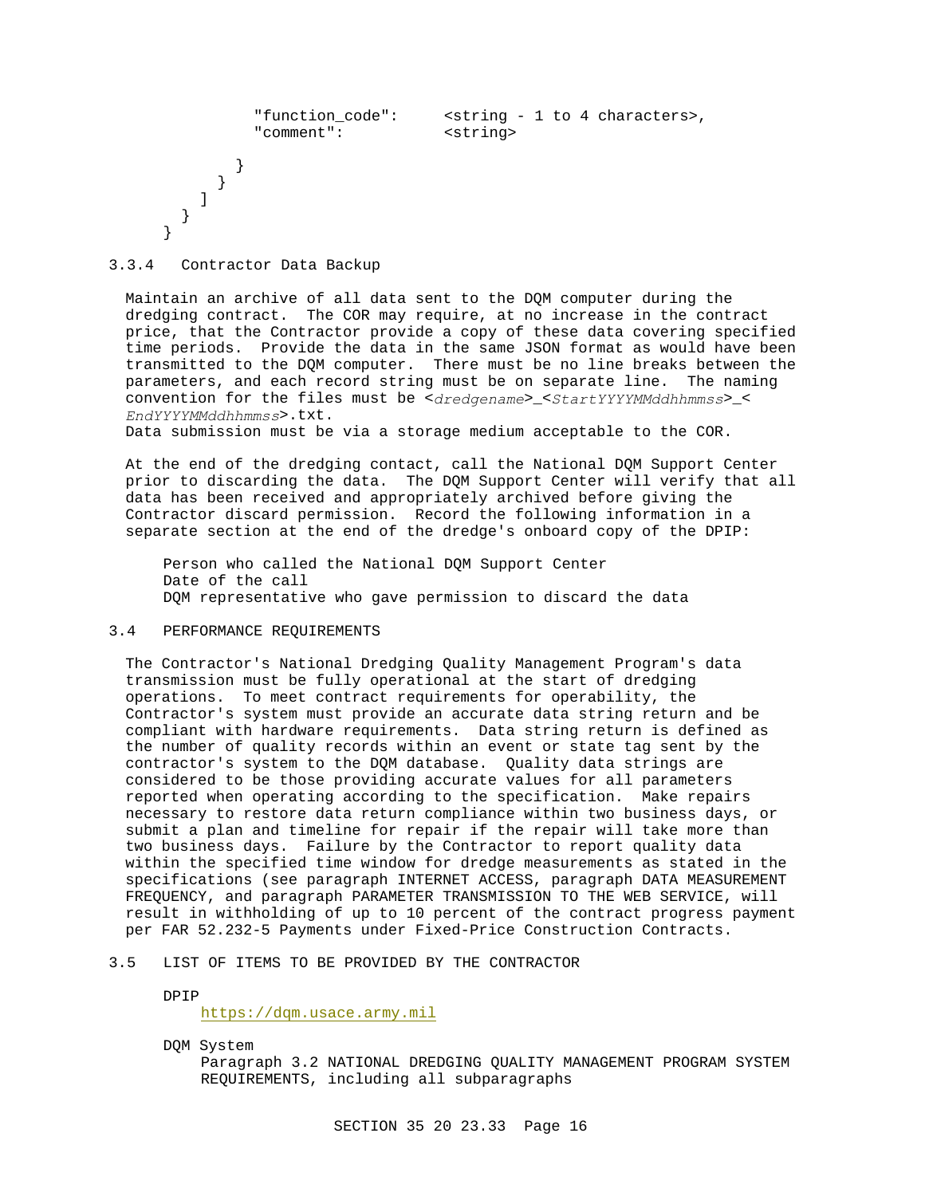```
                "function_code":     <string - 1 to 4 characters>,
                "comment":           <string>

              }
            }
          ]
        }
      }
```

### 3.3.4 Contractor Data Backup

Maintain an archive of all data sent to the DQM computer during the dredging contract. The COR may require, at no increase in the contract price, that the Contractor provide a copy of these data covering specified time periods. Provide the data in the same JSON format as would have been transmitted to the DQM computer. There must be no line breaks between the parameters, and each record string must be on separate line. The naming convention for the files must be <*dredgename*>_<*StartYYYYMMddhhmmss*>_<*EndYYYYMMddhhmmss*>.txt.
Data submission must be via a storage medium acceptable to the COR.

At the end of the dredging contact, call the National DQM Support Center prior to discarding the data. The DQM Support Center will verify that all data has been received and appropriately archived before giving the Contractor discard permission. Record the following information in a separate section at the end of the dredge's onboard copy of the DPIP:

Person who called the National DQM Support Center
Date of the call
DQM representative who gave permission to discard the data

## 3.4 PERFORMANCE REQUIREMENTS

The Contractor's National Dredging Quality Management Program's data transmission must be fully operational at the start of dredging operations. To meet contract requirements for operability, the Contractor's system must provide an accurate data string return and be compliant with hardware requirements. Data string return is defined as the number of quality records within an event or state tag sent by the contractor's system to the DQM database. Quality data strings are considered to be those providing accurate values for all parameters reported when operating according to the specification. Make repairs necessary to restore data return compliance within two business days, or submit a plan and timeline for repair if the repair will take more than two business days. Failure by the Contractor to report quality data within the specified time window for dredge measurements as stated in the specifications (see paragraph INTERNET ACCESS, paragraph DATA MEASUREMENT FREQUENCY, and paragraph PARAMETER TRANSMISSION TO THE WEB SERVICE, will result in withholding of up to 10 percent of the contract progress payment per FAR 52.232-5 Payments under Fixed-Price Construction Contracts.

## 3.5 LIST OF ITEMS TO BE PROVIDED BY THE CONTRACTOR

DPIP
https://dqm.usace.army.mil

DQM System
Paragraph 3.2 NATIONAL DREDGING QUALITY MANAGEMENT PROGRAM SYSTEM REQUIREMENTS, including all subparagraphs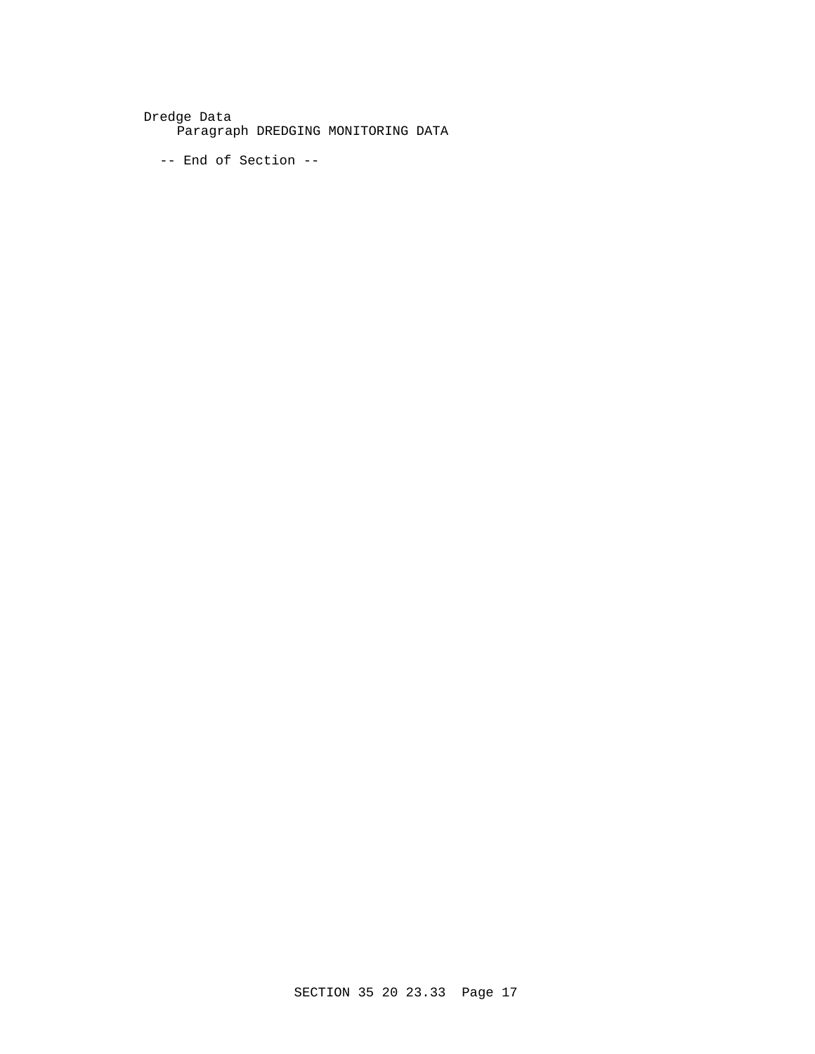Dredge Data
    Paragraph DREDGING MONITORING DATA

-- End of Section --